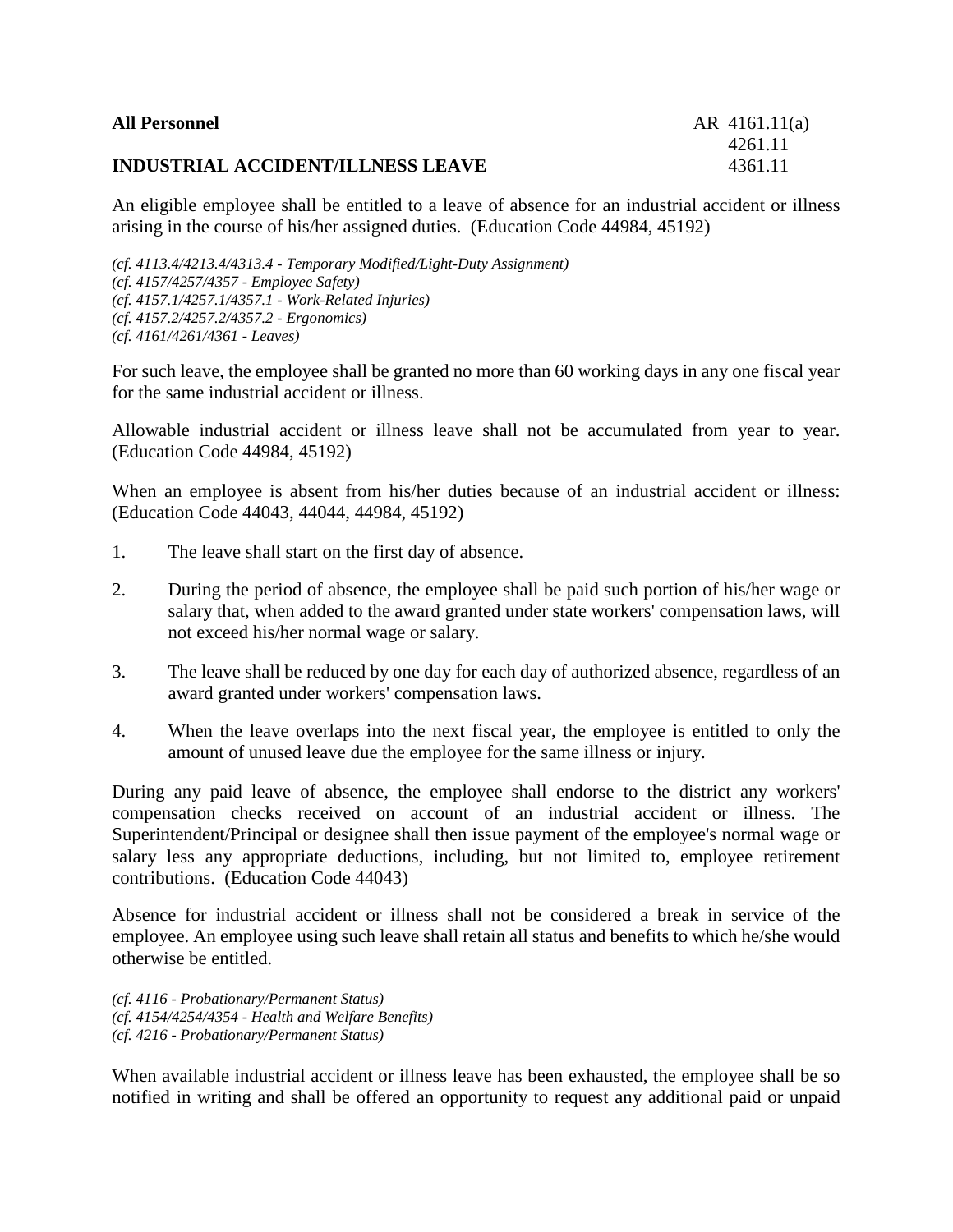**All Personnel** AR 4161.11(a)
4261.11
4361.11

**INDUSTRIAL ACCIDENT/ILLNESS LEAVE**

An eligible employee shall be entitled to a leave of absence for an industrial accident or illness arising in the course of his/her assigned duties. (Education Code 44984, 45192)

*(cf. 4113.4/4213.4/4313.4 - Temporary Modified/Light-Duty Assignment)*
*(cf. 4157/4257/4357 - Employee Safety)*
*(cf. 4157.1/4257.1/4357.1 - Work-Related Injuries)*
*(cf. 4157.2/4257.2/4357.2 - Ergonomics)*
*(cf. 4161/4261/4361 - Leaves)*

For such leave, the employee shall be granted no more than 60 working days in any one fiscal year for the same industrial accident or illness.

Allowable industrial accident or illness leave shall not be accumulated from year to year. (Education Code 44984, 45192)

When an employee is absent from his/her duties because of an industrial accident or illness: (Education Code 44043, 44044, 44984, 45192)

1. The leave shall start on the first day of absence.

2. During the period of absence, the employee shall be paid such portion of his/her wage or salary that, when added to the award granted under state workers' compensation laws, will not exceed his/her normal wage or salary.

3. The leave shall be reduced by one day for each day of authorized absence, regardless of an award granted under workers' compensation laws.

4. When the leave overlaps into the next fiscal year, the employee is entitled to only the amount of unused leave due the employee for the same illness or injury.

During any paid leave of absence, the employee shall endorse to the district any workers' compensation checks received on account of an industrial accident or illness. The Superintendent/Principal or designee shall then issue payment of the employee's normal wage or salary less any appropriate deductions, including, but not limited to, employee retirement contributions. (Education Code 44043)

Absence for industrial accident or illness shall not be considered a break in service of the employee. An employee using such leave shall retain all status and benefits to which he/she would otherwise be entitled.

*(cf. 4116 - Probationary/Permanent Status)*
*(cf. 4154/4254/4354 - Health and Welfare Benefits)*
*(cf. 4216 - Probationary/Permanent Status)*

When available industrial accident or illness leave has been exhausted, the employee shall be so notified in writing and shall be offered an opportunity to request any additional paid or unpaid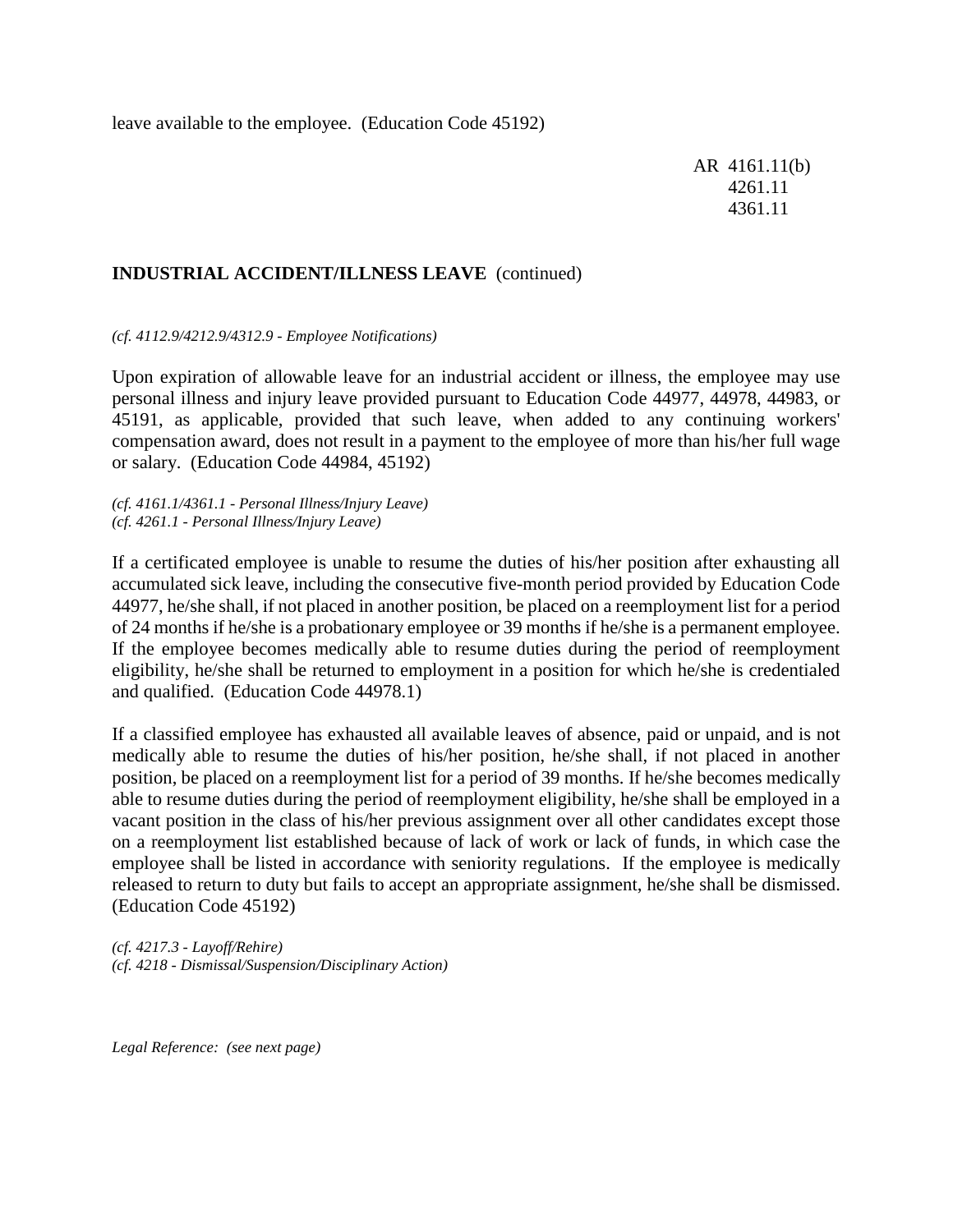leave available to the employee. (Education Code 45192)

AR 4161.11(b)
4261.11
4361.11

**INDUSTRIAL ACCIDENT/ILLNESS LEAVE** (continued)

*(cf. 4112.9/4212.9/4312.9 - Employee Notifications)*

Upon expiration of allowable leave for an industrial accident or illness, the employee may use personal illness and injury leave provided pursuant to Education Code 44977, 44978, 44983, or 45191, as applicable, provided that such leave, when added to any continuing workers' compensation award, does not result in a payment to the employee of more than his/her full wage or salary. (Education Code 44984, 45192)

*(cf. 4161.1/4361.1 - Personal Illness/Injury Leave)*
*(cf. 4261.1 - Personal Illness/Injury Leave)*

If a certificated employee is unable to resume the duties of his/her position after exhausting all accumulated sick leave, including the consecutive five-month period provided by Education Code 44977, he/she shall, if not placed in another position, be placed on a reemployment list for a period of 24 months if he/she is a probationary employee or 39 months if he/she is a permanent employee. If the employee becomes medically able to resume duties during the period of reemployment eligibility, he/she shall be returned to employment in a position for which he/she is credentialed and qualified. (Education Code 44978.1)

If a classified employee has exhausted all available leaves of absence, paid or unpaid, and is not medically able to resume the duties of his/her position, he/she shall, if not placed in another position, be placed on a reemployment list for a period of 39 months. If he/she becomes medically able to resume duties during the period of reemployment eligibility, he/she shall be employed in a vacant position in the class of his/her previous assignment over all other candidates except those on a reemployment list established because of lack of work or lack of funds, in which case the employee shall be listed in accordance with seniority regulations. If the employee is medically released to return to duty but fails to accept an appropriate assignment, he/she shall be dismissed. (Education Code 45192)

*(cf. 4217.3 - Layoff/Rehire)*
*(cf. 4218 - Dismissal/Suspension/Disciplinary Action)*

*Legal Reference: (see next page)*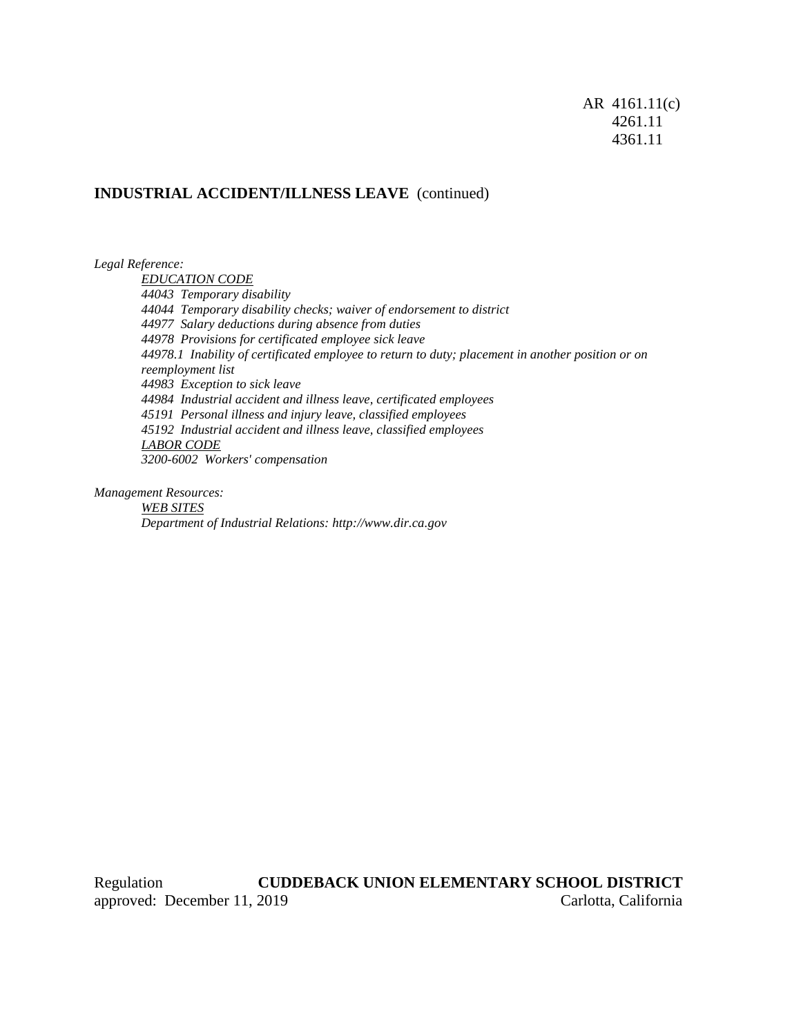AR 4161.11(c)
4261.11
4361.11

**INDUSTRIAL ACCIDENT/ILLNESS LEAVE** (continued)

*Legal Reference:*

*EDUCATION CODE*

*44043 Temporary disability*

*44044 Temporary disability checks; waiver of endorsement to district*

*44977 Salary deductions during absence from duties*

*44978 Provisions for certificated employee sick leave*

*44978.1 Inability of certificated employee to return to duty; placement in another position or on reemployment list*

*44983 Exception to sick leave*

*44984 Industrial accident and illness leave, certificated employees*

*45191 Personal illness and injury leave, classified employees*

*45192 Industrial accident and illness leave, classified employees*

*LABOR CODE*

*3200-6002 Workers' compensation*

*Management Resources:*

*WEB SITES*

*Department of Industrial Relations: http://www.dir.ca.gov*

Regulation **CUDDEBACK UNION ELEMENTARY SCHOOL DISTRICT**
approved: December 11, 2019 Carlotta, California